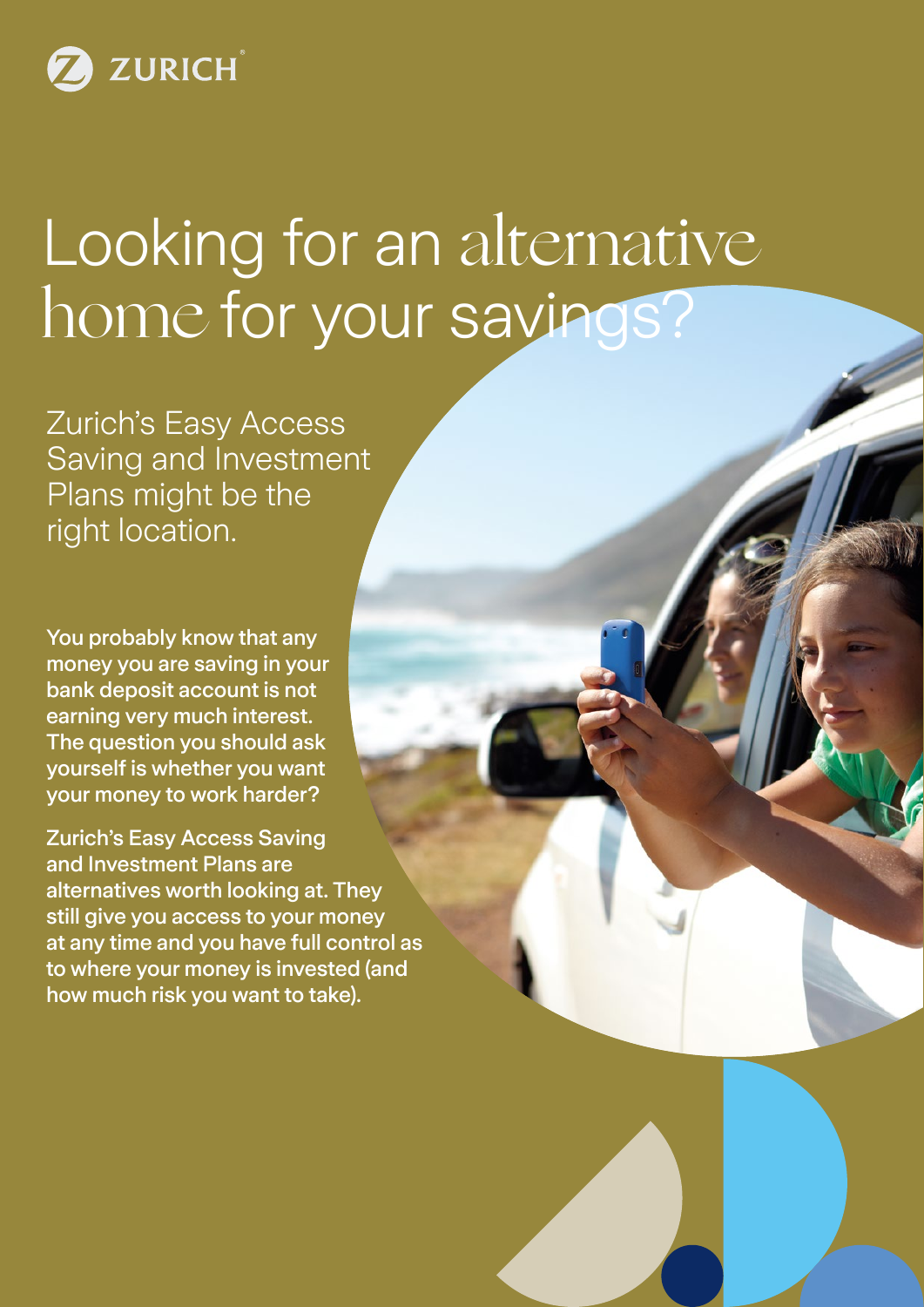ZURICH

# Looking for an alternative home for your savings?

## Zurich's Easy Access Saving and Investment Plans might be the right location.

**You probably know that any money you are saving in your bank deposit account is not earning very much interest. The question you should ask yourself is whether you want your money to work harder?**

**Zurich's Easy Access Saving and Investment Plans are alternatives worth looking at. They still give you access to your money at any time and you have full control as to where your money is invested (and how much risk you want to take).**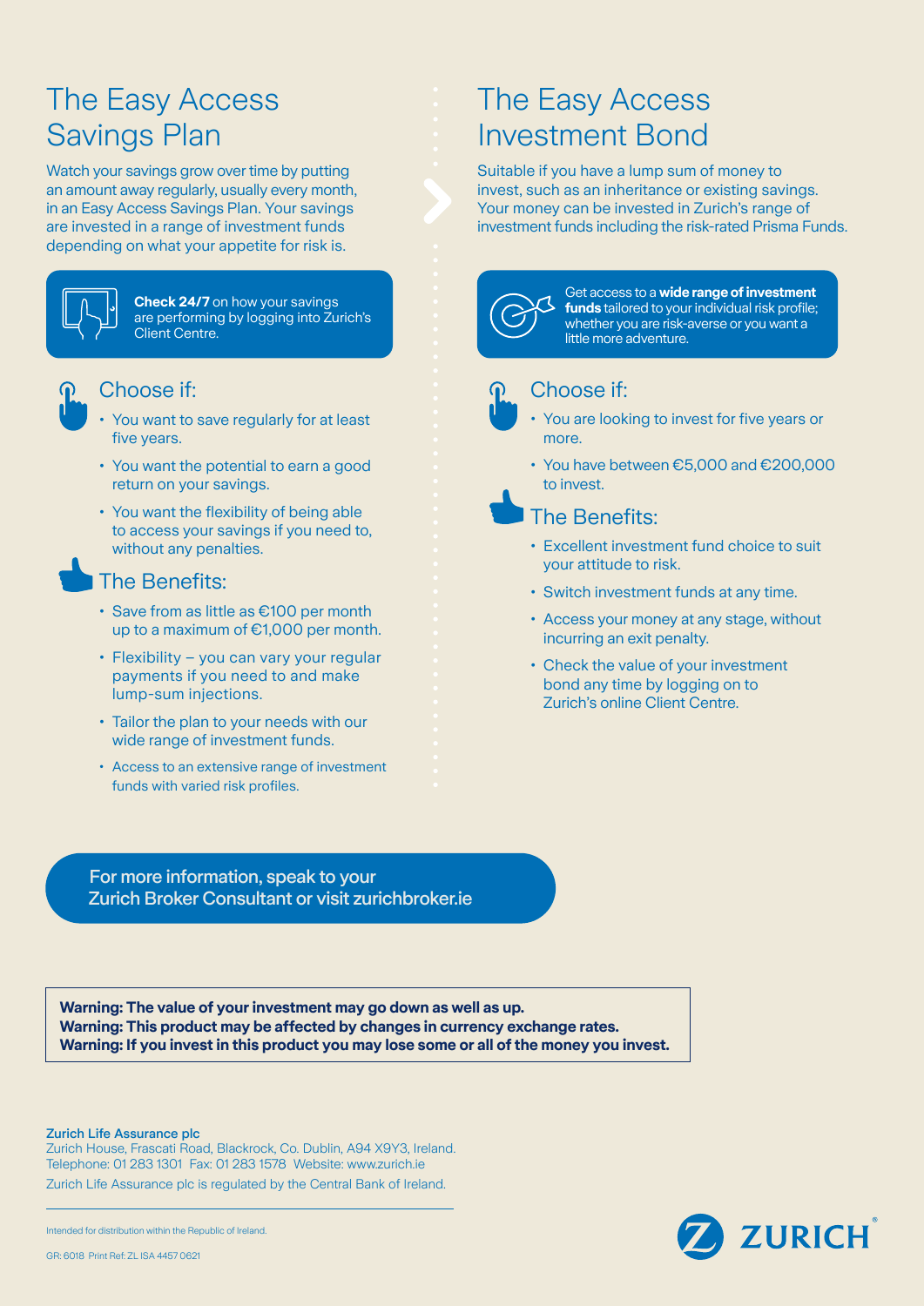# The Easy Access Savings Plan

Watch your savings grow over time by putting an amount away regularly, usually every month, in an Easy Access Savings Plan. Your savings are invested in a range of investment funds depending on what your appetite for risk is.

**Check 24/7** on how your savings are performing by logging into Zurich's Client Centre.

## Choose if:

- You want to save regularly for at least five years.
- You want the potential to earn a good return on your savings.
- You want the flexibility of being able to access your savings if you need to, without any penalties.

## The Benefits:

- Save from as little as €100 per month up to a maximum of €1,000 per month.
- Flexibility – you can vary your regular payments if you need to and make lump-sum injections.
- Tailor the plan to your needs with our wide range of investment funds.
- Access to an extensive range of investment funds with varied risk profiles.

# The Easy Access Investment Bond

Suitable if you have a lump sum of money to invest, such as an inheritance or existing savings. Your money can be invested in Zurich's range of investment funds including the risk-rated Prisma Funds.

Get access to a **wide range of investment funds** tailored to your individual risk profile; whether you are risk-averse or you want a little more adventure.

## Choose if:

- You are looking to invest for five years or more.
- You have between €5,000 and €200,000 to invest.

## The Benefits:

- Excellent investment fund choice to suit your attitude to risk.
- Switch investment funds at any time.
- Access your money at any stage, without incurring an exit penalty.
- Check the value of your investment bond any time by logging on to Zurich's online Client Centre.

For more information, speak to your Zurich Broker Consultant or visit zurichbroker.ie

**Warning: The value of your investment may go down as well as up.**
**Warning: This product may be affected by changes in currency exchange rates.**
**Warning: If you invest in this product you may lose some or all of the money you invest.**

**Zurich Life Assurance plc**
Zurich House, Frascati Road, Blackrock, Co. Dublin, A94 X9Y3, Ireland.
Telephone: 01 283 1301 Fax: 01 283 1578 Website: www.zurich.ie
Zurich Life Assurance plc is regulated by the Central Bank of Ireland.

Intended for distribution within the Republic of Ireland.

GR: 6018 Print Ref: ZL ISA 4457 0621

ZURICH®